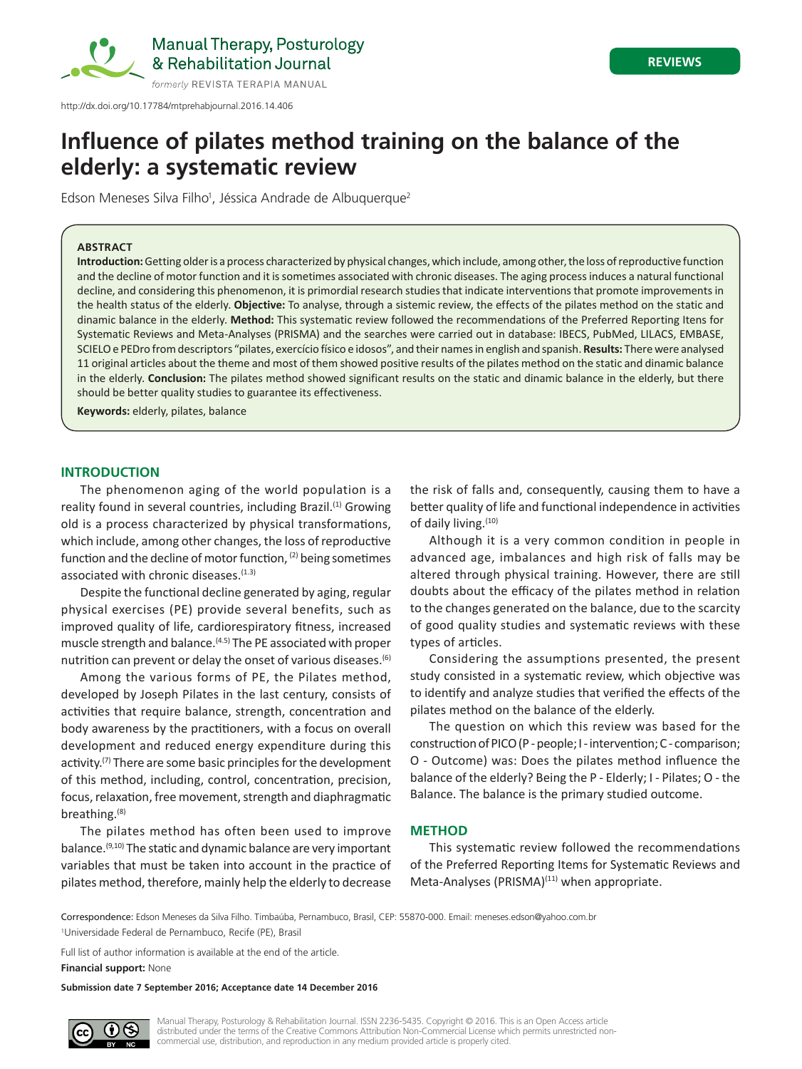REVIEWS

http://dx.doi.org/10.17784/mtprehabjournal.2016.14.406

# Influence of pilates method training on the balance of the elderly: a systematic review

Edson Meneses Silva Filho[1], Jéssica Andrade de Albuquerque[2]

**ABSTRACT**

**Introduction:** Getting older is a process characterized by physical changes, which include, among other, the loss of reproductive function and the decline of motor function and it is sometimes associated with chronic diseases. The aging process induces a natural functional decline, and considering this phenomenon, it is primordial research studies that indicate interventions that promote improvements in the health status of the elderly. **Objective:** To analyse, through a sistemic review, the effects of the pilates method on the static and dinamic balance in the elderly. **Method:** This systematic review followed the recommendations of the Preferred Reporting Itens for Systematic Reviews and Meta-Analyses (PRISMA) and the searches were carried out in database: IBECS, PubMed, LILACS, EMBASE, SCIELO e PEDro from descriptors "pilates, exercício físico e idosos", and their names in english and spanish. **Results:** There were analysed 11 original articles about the theme and most of them showed positive results of the pilates method on the static and dinamic balance in the elderly. **Conclusion:** The pilates method showed significant results on the static and dinamic balance in the elderly, but there should be better quality studies to guarantee its effectiveness.

**Keywords:** elderly, pilates, balance

## INTRODUCTION

The phenomenon aging of the world population is a reality found in several countries, including Brazil.[1] Growing old is a process characterized by physical transformations, which include, among other changes, the loss of reproductive function and the decline of motor function, [2] being sometimes associated with chronic diseases.[1,3]

Despite the functional decline generated by aging, regular physical exercises (PE) provide several benefits, such as improved quality of life, cardiorespiratory fitness, increased muscle strength and balance.[4,5] The PE associated with proper nutrition can prevent or delay the onset of various diseases.[6]

Among the various forms of PE, the Pilates method, developed by Joseph Pilates in the last century, consists of activities that require balance, strength, concentration and body awareness by the practitioners, with a focus on overall development and reduced energy expenditure during this activity.[7] There are some basic principles for the development of this method, including, control, concentration, precision, focus, relaxation, free movement, strength and diaphragmatic breathing.[8]

The pilates method has often been used to improve balance.[9,10] The static and dynamic balance are very important variables that must be taken into account in the practice of pilates method, therefore, mainly help the elderly to decrease the risk of falls and, consequently, causing them to have a better quality of life and functional independence in activities of daily living.[10]

Although it is a very common condition in people in advanced age, imbalances and high risk of falls may be altered through physical training. However, there are still doubts about the efficacy of the pilates method in relation to the changes generated on the balance, due to the scarcity of good quality studies and systematic reviews with these types of articles.

Considering the assumptions presented, the present study consisted in a systematic review, which objective was to identify and analyze studies that verified the effects of the pilates method on the balance of the elderly.

The question on which this review was based for the construction of PICO (P - people; I - intervention; C - comparison; O - Outcome) was: Does the pilates method influence the balance of the elderly? Being the P - Elderly; I - Pilates; O - the Balance. The balance is the primary studied outcome.

## METHOD

This systematic review followed the recommendations of the Preferred Reporting Items for Systematic Reviews and Meta-Analyses (PRISMA)[11] when appropriate.

Correspondence: Edson Meneses da Silva Filho. Timbaúba, Pernambuco, Brasil, CEP: 55870-000. Email: meneses.edson@yahoo.com.br
[1]Universidade Federal de Pernambuco, Recife (PE), Brasil

Full list of author information is available at the end of the article.
**Financial support:** None

**Submission date 7 September 2016; Acceptance date 14 December 2016**

Manual Therapy, Posturology & Rehabilitation Journal. ISSN 2236-5435. Copyright © 2016. This is an Open Access article distributed under the terms of the Creative Commons Attribution Non-Commercial License which permits unrestricted non-commercial use, distribution, and reproduction in any medium provided article is properly cited.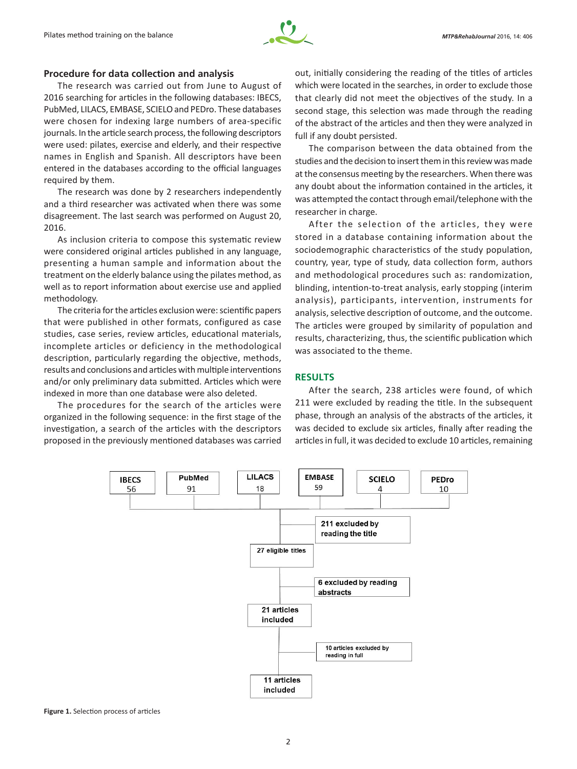### Procedure for data collection and analysis

The research was carried out from June to August of 2016 searching for articles in the following databases: IBECS, PubMed, LILACS, EMBASE, SCIELO and PEDro. These databases were chosen for indexing large numbers of area-specific journals. In the article search process, the following descriptors were used: pilates, exercise and elderly, and their respective names in English and Spanish. All descriptors have been entered in the databases according to the official languages required by them.

The research was done by 2 researchers independently and a third researcher was activated when there was some disagreement. The last search was performed on August 20, 2016.

As inclusion criteria to compose this systematic review were considered original articles published in any language, presenting a human sample and information about the treatment on the elderly balance using the pilates method, as well as to report information about exercise use and applied methodology.

The criteria for the articles exclusion were: scientific papers that were published in other formats, configured as case studies, case series, review articles, educational materials, incomplete articles or deficiency in the methodological description, particularly regarding the objective, methods, results and conclusions and articles with multiple interventions and/or only preliminary data submitted. Articles which were indexed in more than one database were also deleted.

The procedures for the search of the articles were organized in the following sequence: in the first stage of the investigation, a search of the articles with the descriptors proposed in the previously mentioned databases was carried out, initially considering the reading of the titles of articles which were located in the searches, in order to exclude those that clearly did not meet the objectives of the study. In a second stage, this selection was made through the reading of the abstract of the articles and then they were analyzed in full if any doubt persisted.

The comparison between the data obtained from the studies and the decision to insert them in this review was made at the consensus meeting by the researchers. When there was any doubt about the information contained in the articles, it was attempted the contact through email/telephone with the researcher in charge.

After the selection of the articles, they were stored in a database containing information about the sociodemographic characteristics of the study population, country, year, type of study, data collection form, authors and methodological procedures such as: randomization, blinding, intention-to-treat analysis, early stopping (interim analysis), participants, intervention, instruments for analysis, selective description of outcome, and the outcome. The articles were grouped by similarity of population and results, characterizing, thus, the scientific publication which was associated to the theme.

## RESULTS

After the search, 238 articles were found, of which 211 were excluded by reading the title. In the subsequent phase, through an analysis of the abstracts of the articles, it was decided to exclude six articles, finally after reading the articles in full, it was decided to exclude 10 articles, remaining

IBECS 56 | PubMed 91 | LILACS 18 | EMBASE 59 | SCIELO 4 | PEDro 10

→ 211 excluded by reading the title

27 eligible titles

→ 6 excluded by reading abstracts

21 articles included

→ 10 articles excluded by reading in full

11 articles included

**Figure 1.** Selection process of articles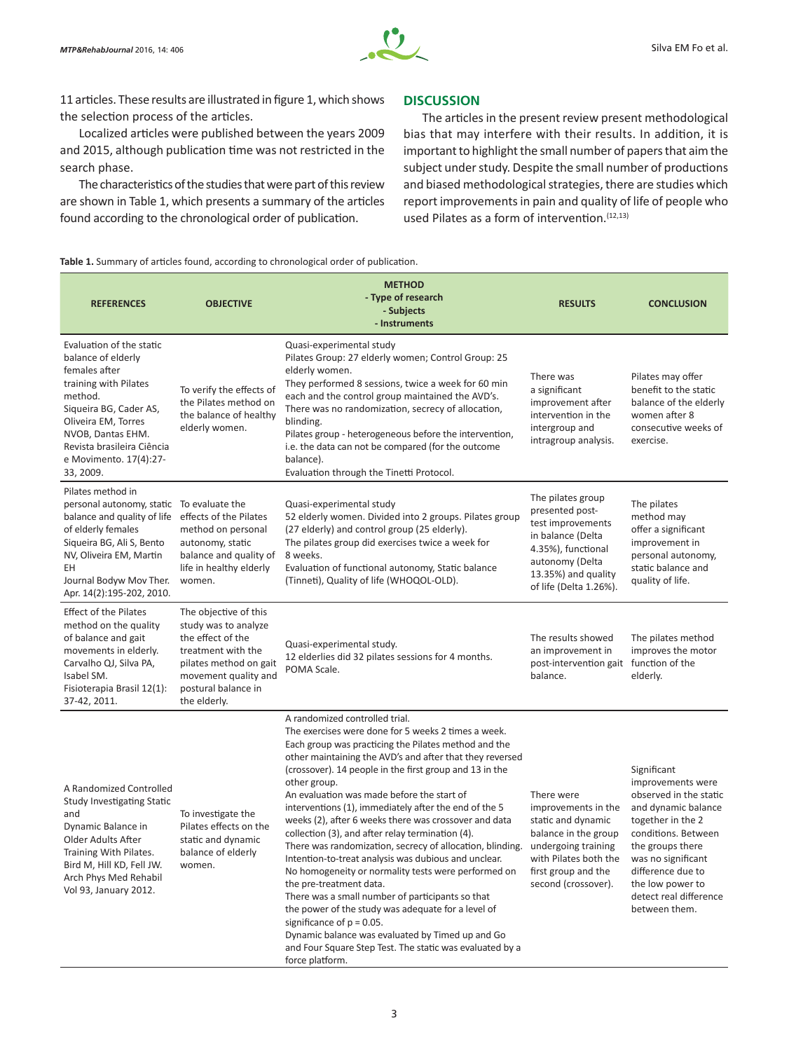11 articles. These results are illustrated in figure 1, which shows the selection process of the articles.

Localized articles were published between the years 2009 and 2015, although publication time was not restricted in the search phase.

The characteristics of the studies that were part of this review are shown in Table 1, which presents a summary of the articles found according to the chronological order of publication.

## DISCUSSION

The articles in the present review present methodological bias that may interfere with their results. In addition, it is important to highlight the small number of papers that aim the subject under study. Despite the small number of productions and biased methodological strategies, there are studies which report improvements in pain and quality of life of people who used Pilates as a form of intervention.[12,13]

**Table 1.** Summary of articles found, according to chronological order of publication.

| REFERENCES | OBJECTIVE | METHOD - Type of research - Subjects - Instruments | RESULTS | CONCLUSION |
|---|---|---|---|---|
| Evaluation of the static balance of elderly females after training with Pilates method. Siqueira BG, Cader AS, Oliveira EM, Torres NVOB, Dantas EHM. Revista brasileira Ciência e Movimento. 17(4):27-33, 2009. | To verify the effects of the Pilates method on the balance of healthy elderly women. | Quasi-experimental study Pilates Group: 27 elderly women; Control Group: 25 elderly women. They performed 8 sessions, twice a week for 60 min each and the control group maintained the AVD's. There was no randomization, secrecy of allocation, blinding. Pilates group - heterogeneous before the intervention, i.e. the data can not be compared (for the outcome balance). Evaluation through the Tinetti Protocol. | There was a significant improvement after intervention in the intergroup and intragroup analysis. | Pilates may offer benefit to the static balance of the elderly women after 8 consecutive weeks of exercise. |
| Pilates method in personal autonomy, static balance and quality of life of elderly females Siqueira BG, Ali S, Bento NV, Oliveira EM, Martin EH Journal Bodyw Mov Ther. Apr. 14(2):195-202, 2010. | To evaluate the effects of the Pilates method on personal autonomy, static balance and quality of life in healthy elderly women. | Quasi-experimental study 52 elderly women. Divided into 2 groups. Pilates group (27 elderly) and control group (25 elderly). The pilates group did exercises twice a week for 8 weeks. Evaluation of functional autonomy, Static balance (Tinneti), Quality of life (WHOQOL-OLD). | The pilates group presented post-test improvements in balance (Delta 4.35%), functional autonomy (Delta 13.35%) and quality of life (Delta 1.26%). | The pilates method may offer a significant improvement in personal autonomy, static balance and quality of life. |
| Effect of the Pilates method on the quality of balance and gait movements in elderly. Carvalho QJ, Silva PA, Isabel SM. Fisioterapia Brasil 12(1): 37-42, 2011. | The objective of this study was to analyze the effect of the treatment with the pilates method on gait movement quality and postural balance in the elderly. | Quasi-experimental study. 12 elderlies did 32 pilates sessions for 4 months. POMA Scale. | The results showed an improvement in post-intervention gait balance. | The pilates method improves the motor function of the elderly. |
| A Randomized Controlled Study Investigating Static and Dynamic Balance in Older Adults After Training With Pilates. Bird M, Hill KD, Fell JW. Arch Phys Med Rehabil Vol 93, January 2012. | To investigate the Pilates effects on the static and dynamic balance of elderly women. | A randomized controlled trial. The exercises were done for 5 weeks 2 times a week. Each group was practicing the Pilates method and the other maintaining the AVD's and after that they reversed (crossover). 14 people in the first group and 13 in the other group. An evaluation was made before the start of interventions (1), immediately after the end of the 5 weeks (2), after 6 weeks there was crossover and data collection (3), and after relay termination (4). There was randomization, secrecy of allocation, blinding. Intention-to-treat analysis was dubious and unclear. No homogeneity or normality tests were performed on the pre-treatment data. There was a small number of participants so that the power of the study was adequate for a level of significance of p = 0.05. Dynamic balance was evaluated by Timed up and Go and Four Square Step Test. The static was evaluated by a force platform. | There were improvements in the static and dynamic balance in the group undergoing training with Pilates both the first group and the second (crossover). | Significant improvements were observed in the static and dynamic balance together in the 2 conditions. Between the groups there was no significant difference due to the low power to detect real difference between them. |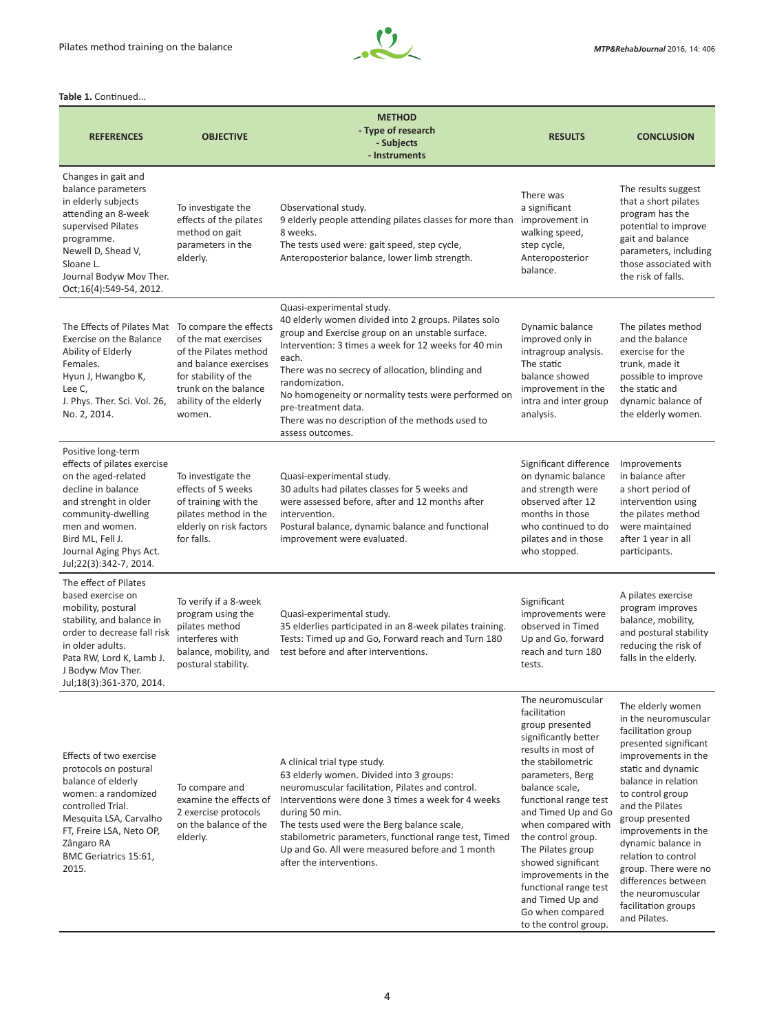**Table 1.** Continued...

| REFERENCES | OBJECTIVE | METHOD<br>- Type of research<br>- Subjects<br>- Instruments | RESULTS | CONCLUSION |
|---|---|---|---|---|
| Changes in gait and balance parameters in elderly subjects attending an 8-week supervised Pilates programme.<br>Newell D, Shead V, Sloane L.<br>Journal Bodyw Mov Ther. Oct;16(4):549-54, 2012. | To investigate the effects of the pilates method on gait parameters in the elderly. | Observational study.<br>9 elderly people attending pilates classes for more than 8 weeks.<br>The tests used were: gait speed, step cycle, Anteroposterior balance, lower limb strength. | There was a significant improvement in walking speed, step cycle, Anteroposterior balance. | The results suggest that a short pilates program has the potential to improve gait and balance parameters, including those associated with the risk of falls. |
| The Effects of Pilates Mat Exercise on the Balance Ability of Elderly Females.<br>Hyun J, Hwangbo K, Lee C,<br>J. Phys. Ther. Sci. Vol. 26, No. 2, 2014. | To compare the effects of the mat exercises of the Pilates method and balance exercises for stability of the trunk on the balance ability of the elderly women. | Quasi-experimental study.<br>40 elderly women divided into 2 groups. Pilates solo group and Exercise group on an unstable surface.<br>Intervention: 3 times a week for 12 weeks for 40 min each.<br>There was no secrecy of allocation, blinding and randomization.<br>No homogeneity or normality tests were performed on pre-treatment data.<br>There was no description of the methods used to assess outcomes. | Dynamic balance improved only in intragroup analysis. The static balance showed improvement in the intra and inter group analysis. | The pilates method and the balance exercise for the trunk, made it possible to improve the static and dynamic balance of the elderly women. |
| Positive long-term effects of pilates exercise on the aged-related decline in balance and strenght in older community-dwelling men and women.<br>Bird ML, Fell J.<br>Journal Aging Phys Act. Jul;22(3):342-7, 2014. | To investigate the effects of 5 weeks of training with the pilates method in the elderly on risk factors for falls. | Quasi-experimental study.<br>30 adults had pilates classes for 5 weeks and were assessed before, after and 12 months after intervention.<br>Postural balance, dynamic balance and functional improvement were evaluated. | Significant difference on dynamic balance and strength were observed after 12 months in those who continued to do pilates and in those who stopped. | Improvements in balance after a short period of intervention using the pilates method were maintained after 1 year in all participants. |
| The effect of Pilates based exercise on mobility, postural stability, and balance in order to decrease fall risk in older adults.<br>Pata RW, Lord K, Lamb J.<br>J Bodyw Mov Ther. Jul;18(3):361-370, 2014. | To verify if a 8-week program using the pilates method interferes with balance, mobility, and postural stability. | Quasi-experimental study.<br>35 elderlies participated in an 8-week pilates training.<br>Tests: Timed up and Go, Forward reach and Turn 180 test before and after interventions. | Significant improvements were observed in Timed Up and Go, forward reach and turn 180 tests. | A pilates exercise program improves balance, mobility, and postural stability reducing the risk of falls in the elderly. |
| Effects of two exercise protocols on postural balance of elderly women: a randomized controlled Trial.<br>Mesquita LSA, Carvalho FT, Freire LSA, Neto OP, Zângaro RA<br>BMC Geriatrics 15:61, 2015. | To compare and examine the effects of 2 exercise protocols on the balance of the elderly. | A clinical trial type study.<br>63 elderly women. Divided into 3 groups: neuromuscular facilitation, Pilates and control.<br>Interventions were done 3 times a week for 4 weeks during 50 min.<br>The tests used were the Berg balance scale, stabilometric parameters, functional range test, Timed Up and Go. All were measured before and 1 month after the interventions. | The neuromuscular facilitation group presented significantly better results in most of the stabilometric parameters, Berg balance scale, functional range test and Timed Up and Go when compared with the control group. The Pilates group showed significant improvements in the functional range test and Timed Up and Go when compared to the control group. | The elderly women in the neuromuscular facilitation group presented significant improvements in the static and dynamic balance in relation to control group and the Pilates group presented improvements in the dynamic balance in relation to control group. There were no differences between the neuromuscular facilitation groups and Pilates. |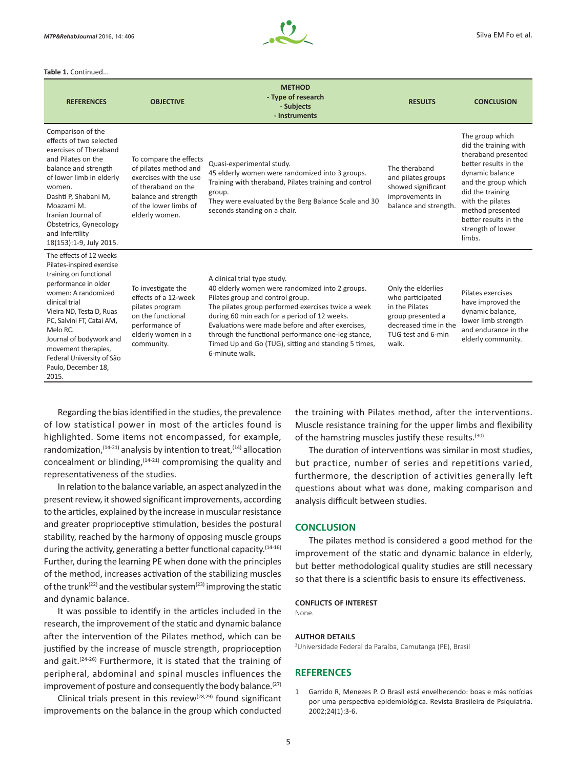**Table 1.** Continued...

| REFERENCES | OBJECTIVE | METHOD - Type of research - Subjects - Instruments | RESULTS | CONCLUSION |
|---|---|---|---|---|
| Comparison of the effects of two selected exercises of Theraband and Pilates on the balance and strength of lower limb in elderly women. Dashti P, Shabani M, Moazami M. Iranian Journal of Obstetrics, Gynecology and Infertility 18(153):1-9, July 2015. | To compare the effects of pilates method and exercises with the use of theraband on the balance and strength of the lower limbs of elderly women. | Quasi-experimental study. 45 elderly women were randomized into 3 groups. Training with theraband, Pilates training and control group. They were evaluated by the Berg Balance Scale and 30 seconds standing on a chair. | The theraband and pilates groups showed significant improvements in balance and strength. | The group which did the training with theraband presented better results in the dynamic balance and the group which did the training with the pilates method presented better results in the strength of lower limbs. |
| The effects of 12 weeks Pilates-inspired exercise training on functional performance in older women: A randomized clinical trial Vieira ND, Testa D, Ruas PC, Salvini FT, Catai AM, Melo RC. Journal of bodywork and movement therapies, Federal University of São Paulo, December 18, 2015. | To investigate the effects of a 12-week pilates program on the functional performance of elderly women in a community. | A clinical trial type study. 40 elderly women were randomized into 2 groups. Pilates group and control group. The pilates group performed exercises twice a week during 60 min each for a period of 12 weeks. Evaluations were made before and after exercises, through the functional performance one-leg stance, Timed Up and Go (TUG), sitting and standing 5 times, 6-minute walk. | Only the elderlies who participated in the Pilates group presented a decreased time in the TUG test and 6-min walk. | Pilates exercises have improved the dynamic balance, lower limb strength and endurance in the elderly community. |

Regarding the bias identified in the studies, the prevalence of low statistical power in most of the articles found is highlighted. Some items not encompassed, for example, randomization,[14-21] analysis by intention to treat,[14] allocation concealment or blinding,[14-21] compromising the quality and representativeness of the studies.

In relation to the balance variable, an aspect analyzed in the present review, it showed significant improvements, according to the articles, explained by the increase in muscular resistance and greater proprioceptive stimulation, besides the postural stability, reached by the harmony of opposing muscle groups during the activity, generating a better functional capacity.[14-16] Further, during the learning PE when done with the principles of the method, increases activation of the stabilizing muscles of the trunk[22] and the vestibular system[23] improving the static and dynamic balance.

It was possible to identify in the articles included in the research, the improvement of the static and dynamic balance after the intervention of the Pilates method, which can be justified by the increase of muscle strength, proprioception and gait.[24-26] Furthermore, it is stated that the training of peripheral, abdominal and spinal muscles influences the improvement of posture and consequently the body balance.[27]

Clinical trials present in this review[28,29] found significant improvements on the balance in the group which conducted the training with Pilates method, after the interventions. Muscle resistance training for the upper limbs and flexibility of the hamstring muscles justify these results.[30]

The duration of interventions was similar in most studies, but practice, number of series and repetitions varied, furthermore, the description of activities generally left questions about what was done, making comparison and analysis difficult between studies.

## CONCLUSION

The pilates method is considered a good method for the improvement of the static and dynamic balance in elderly, but better methodological quality studies are still necessary so that there is a scientific basis to ensure its effectiveness.

#### CONFLICTS OF INTEREST

None.

#### AUTHOR DETAILS

[2]Universidade Federal da Paraíba, Camutanga (PE), Brasil

## REFERENCES

1 Garrido R, Menezes P. O Brasil está envelhecendo: boas e más notícias por uma perspectiva epidemiológica. Revista Brasileira de Psiquiatria. 2002;24(1):3-6.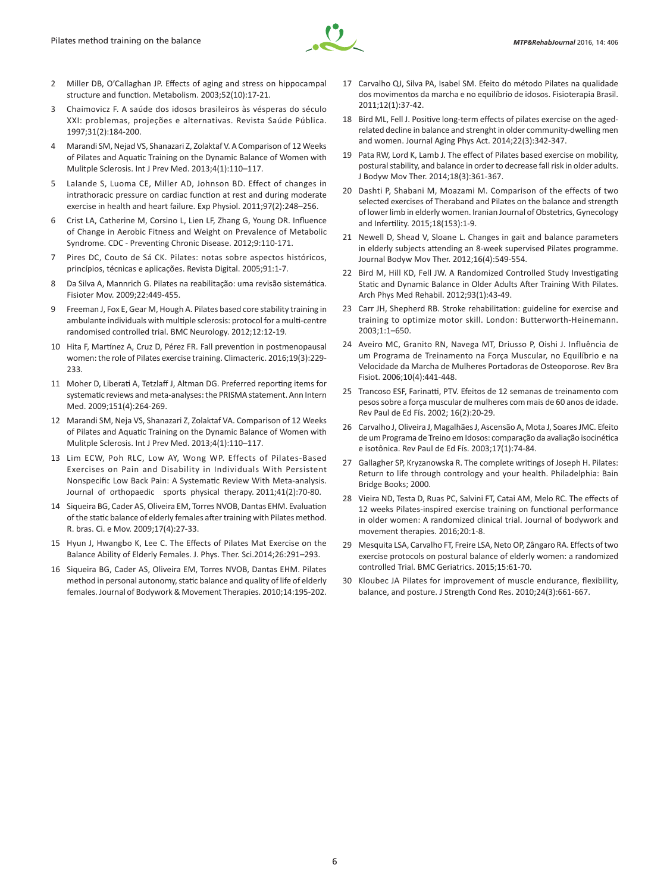2 Miller DB, O'Callaghan JP. Effects of aging and stress on hippocampal structure and function. Metabolism. 2003;52(10):17-21.

3 Chaimovicz F. A saúde dos idosos brasileiros às vésperas do século XXI: problemas, projeções e alternativas. Revista Saúde Pública. 1997;31(2):184-200.

4 Marandi SM, Nejad VS, Shanazari Z, Zolaktaf V. A Comparison of 12 Weeks of Pilates and Aquatic Training on the Dynamic Balance of Women with Mulitple Sclerosis. Int J Prev Med. 2013;4(1):110–117.

5 Lalande S, Luoma CE, Miller AD, Johnson BD. Effect of changes in intrathoracic pressure on cardiac function at rest and during moderate exercise in health and heart failure. Exp Physiol. 2011;97(2):248–256.

6 Crist LA, Catherine M, Corsino L, Lien LF, Zhang G, Young DR. Influence of Change in Aerobic Fitness and Weight on Prevalence of Metabolic Syndrome. CDC - Preventing Chronic Disease. 2012;9:110-171.

7 Pires DC, Couto de Sá CK. Pilates: notas sobre aspectos históricos, princípios, técnicas e aplicações. Revista Digital. 2005;91:1-7.

8 Da Silva A, Mannrich G. Pilates na reabilitação: uma revisão sistemática. Fisioter Mov. 2009;22:449-455.

9 Freeman J, Fox E, Gear M, Hough A. Pilates based core stability training in ambulante individuals with multiple sclerosis: protocol for a multi-centre randomised controlled trial. BMC Neurology. 2012;12:12-19.

10 Hita F, Martínez A, Cruz D, Pérez FR. Fall prevention in postmenopausal women: the role of Pilates exercise training. Climacteric. 2016;19(3):229-233.

11 Moher D, Liberati A, Tetzlaff J, Altman DG. Preferred reporting items for systematic reviews and meta-analyses: the PRISMA statement. Ann Intern Med. 2009;151(4):264-269.

12 Marandi SM, Neja VS, Shanazari Z, Zolaktaf VA. Comparison of 12 Weeks of Pilates and Aquatic Training on the Dynamic Balance of Women with Mulitple Sclerosis. Int J Prev Med. 2013;4(1):110–117.

13 Lim ECW, Poh RLC, Low AY, Wong WP. Effects of Pilates-Based Exercises on Pain and Disability in Individuals With Persistent Nonspecific Low Back Pain: A Systematic Review With Meta-analysis. Journal of orthopaedic sports physical therapy. 2011;41(2):70-80.

14 Siqueira BG, Cader AS, Oliveira EM, Torres NVOB, Dantas EHM. Evaluation of the static balance of elderly females after training with Pilates method. R. bras. Ci. e Mov. 2009;17(4):27-33.

15 Hyun J, Hwangbo K, Lee C. The Effects of Pilates Mat Exercise on the Balance Ability of Elderly Females. J. Phys. Ther. Sci.2014;26:291–293.

16 Siqueira BG, Cader AS, Oliveira EM, Torres NVOB, Dantas EHM. Pilates method in personal autonomy, static balance and quality of life of elderly females. Journal of Bodywork & Movement Therapies. 2010;14:195-202.

17 Carvalho QJ, Silva PA, Isabel SM. Efeito do método Pilates na qualidade dos movimentos da marcha e no equilíbrio de idosos. Fisioterapia Brasil. 2011;12(1):37-42.

18 Bird ML, Fell J. Positive long-term effects of pilates exercise on the aged-related decline in balance and strenght in older community-dwelling men and women. Journal Aging Phys Act. 2014;22(3):342-347.

19 Pata RW, Lord K, Lamb J. The effect of Pilates based exercise on mobility, postural stability, and balance in order to decrease fall risk in older adults. J Bodyw Mov Ther. 2014;18(3):361-367.

20 Dashti P, Shabani M, Moazami M. Comparison of the effects of two selected exercises of Theraband and Pilates on the balance and strength of lower limb in elderly women. Iranian Journal of Obstetrics, Gynecology and Infertility. 2015;18(153):1-9.

21 Newell D, Shead V, Sloane L. Changes in gait and balance parameters in elderly subjects attending an 8-week supervised Pilates programme. Journal Bodyw Mov Ther. 2012;16(4):549-554.

22 Bird M, Hill KD, Fell JW. A Randomized Controlled Study Investigating Static and Dynamic Balance in Older Adults After Training With Pilates. Arch Phys Med Rehabil. 2012;93(1):43-49.

23 Carr JH, Shepherd RB. Stroke rehabilitation: guideline for exercise and training to optimize motor skill. London: Butterworth-Heinemann. 2003;1:1–650.

24 Aveiro MC, Granito RN, Navega MT, Driusso P, Oishi J. Influência de um Programa de Treinamento na Força Muscular, no Equilíbrio e na Velocidade da Marcha de Mulheres Portadoras de Osteoporose. Rev Bra Fisiot. 2006;10(4):441-448.

25 Trancoso ESF, Farinatti, PTV. Efeitos de 12 semanas de treinamento com pesos sobre a força muscular de mulheres com mais de 60 anos de idade. Rev Paul de Ed Fís. 2002; 16(2):20-29.

26 Carvalho J, Oliveira J, Magalhães J, Ascensão A, Mota J, Soares JMC. Efeito de um Programa de Treino em Idosos: comparação da avaliação isocinética e isotônica. Rev Paul de Ed Fís. 2003;17(1):74-84.

27 Gallagher SP, Kryzanowska R. The complete writings of Joseph H. Pilates: Return to life through contrology and your health. Philadelphia: Bain Bridge Books; 2000.

28 Vieira ND, Testa D, Ruas PC, Salvini FT, Catai AM, Melo RC. The effects of 12 weeks Pilates-inspired exercise training on functional performance in older women: A randomized clinical trial. Journal of bodywork and movement therapies. 2016;20:1-8.

29 Mesquita LSA, Carvalho FT, Freire LSA, Neto OP, Zângaro RA. Effects of two exercise protocols on postural balance of elderly women: a randomized controlled Trial. BMC Geriatrics. 2015;15:61-70.

30 Kloubec JA Pilates for improvement of muscle endurance, flexibility, balance, and posture. J Strength Cond Res. 2010;24(3):661-667.